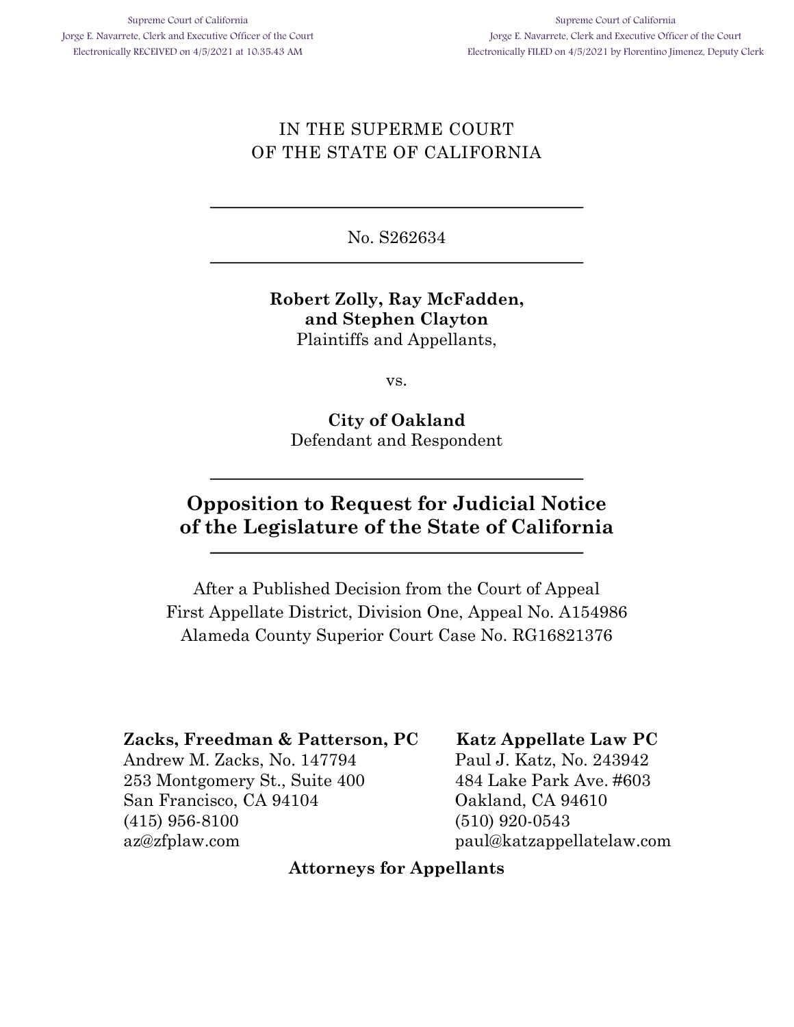Supreme Court of California
Jorge E. Navarrete, Clerk and Executive Officer of the Court
Electronically RECEIVED on 4/5/2021 at 10:35:43 AM

Supreme Court of California
Jorge E. Navarrete, Clerk and Executive Officer of the Court
Electronically FILED on 4/5/2021 by Florentino Jimenez, Deputy Clerk

IN THE SUPERME COURT
OF THE STATE OF CALIFORNIA

---

No. S262634

---

**Robert Zolly, Ray McFadden, and Stephen Clayton**
Plaintiffs and Appellants,

vs.

**City of Oakland**
Defendant and Respondent

---

# Opposition to Request for Judicial Notice of the Legislature of the State of California

---

After a Published Decision from the Court of Appeal
First Appellate District, Division One, Appeal No. A154986
Alameda County Superior Court Case No. RG16821376

**Zacks, Freedman & Patterson, PC**
Andrew M. Zacks, No. 147794
253 Montgomery St., Suite 400
San Francisco, CA 94104
(415) 956-8100
az@zfplaw.com

**Katz Appellate Law PC**
Paul J. Katz, No. 243942
484 Lake Park Ave. #603
Oakland, CA 94610
(510) 920-0543
paul@katzappellatelaw.com

**Attorneys for Appellants**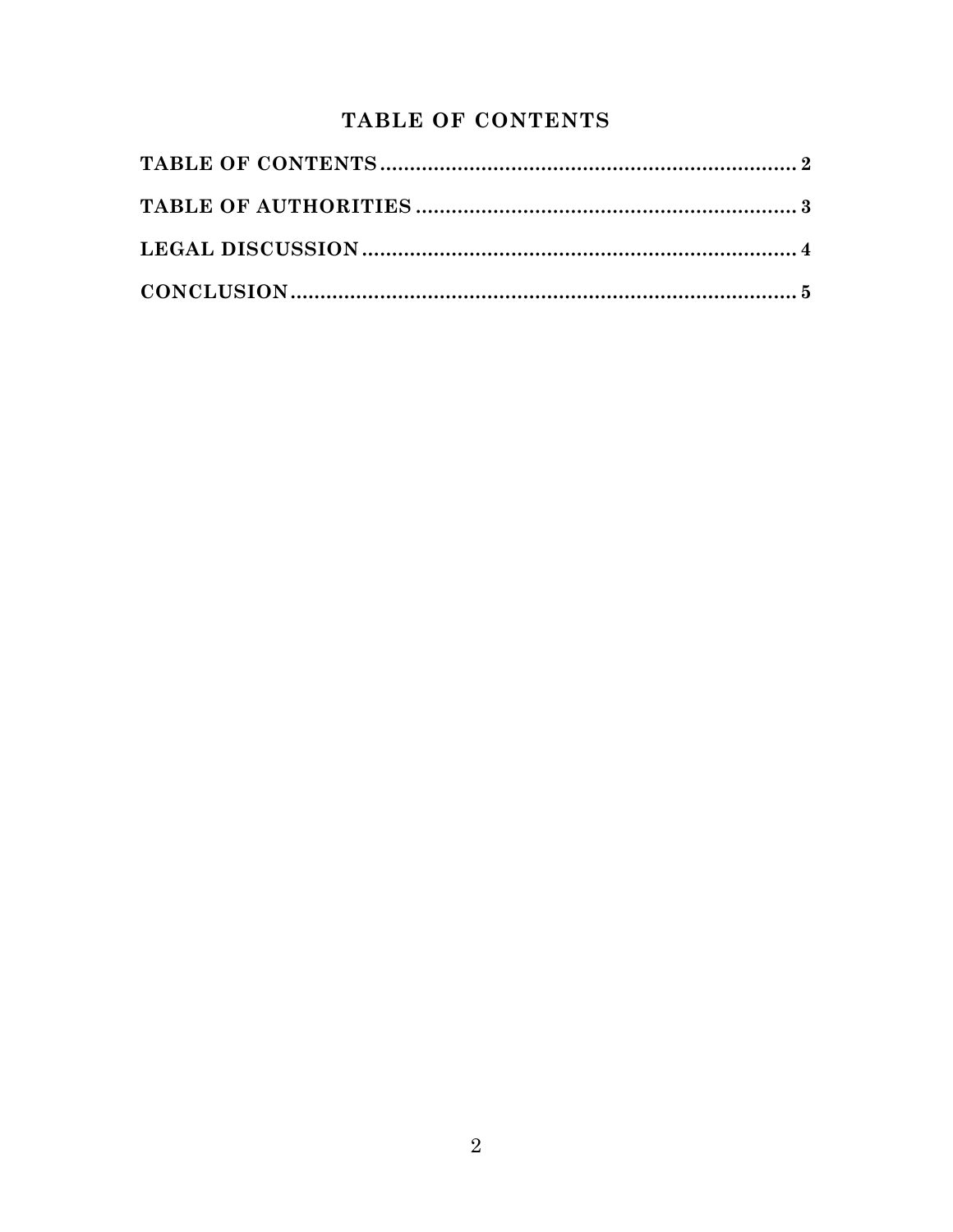# TABLE OF CONTENTS

**TABLE OF CONTENTS** ........................................................................ **2**

**TABLE OF AUTHORITIES** .................................................................. **3**

**LEGAL DISCUSSION** ........................................................................ **4**

**CONCLUSION** .................................................................................. **5**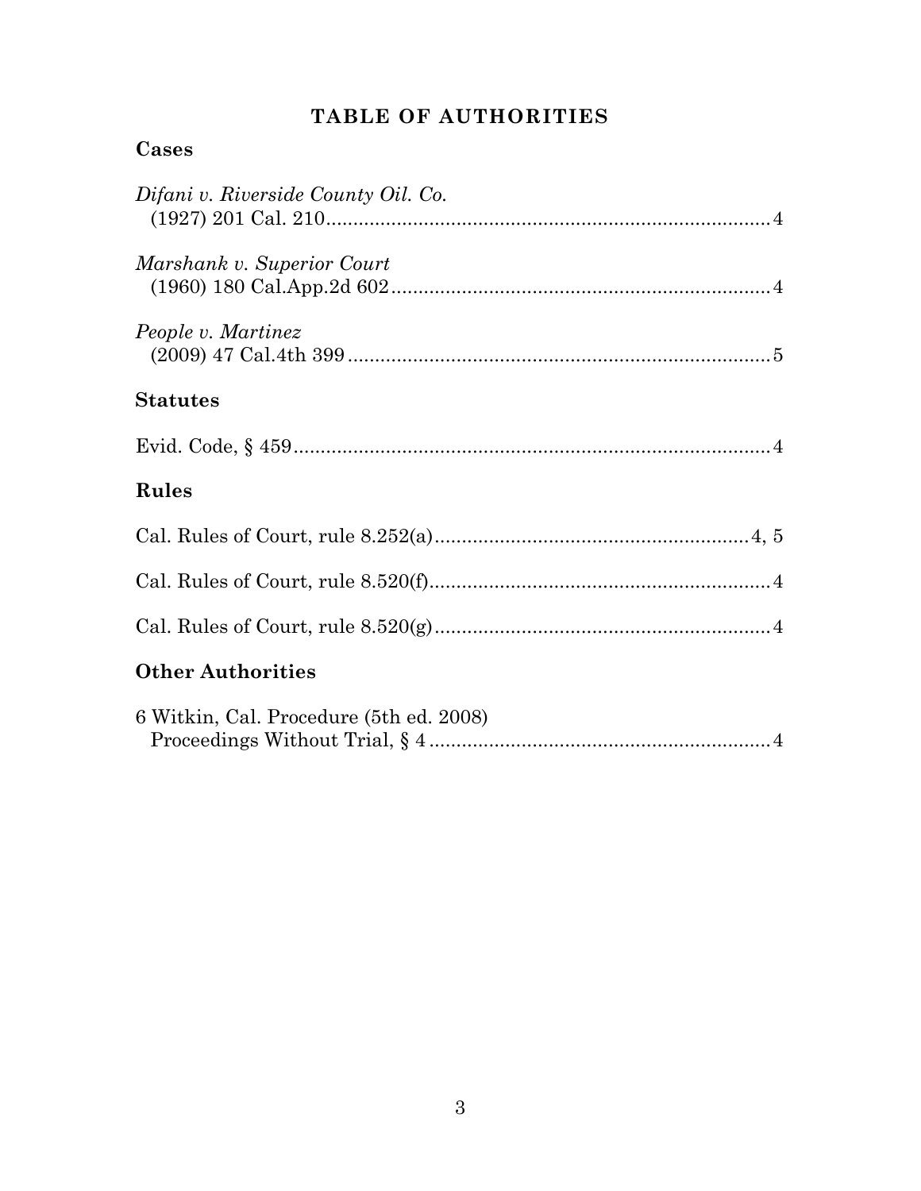# TABLE OF AUTHORITIES

## Cases

*Difani v. Riverside County Oil. Co.*
(1927) 201 Cal. 210 .................................................................................. 4

*Marshank v. Superior Court*
(1960) 180 Cal.App.2d 602 ...................................................................... 4

*People v. Martinez*
(2009) 47 Cal.4th 399 .............................................................................. 5

## Statutes

Evid. Code, § 459 ........................................................................................ 4

## Rules

Cal. Rules of Court, rule 8.252(a) .......................................................... 4, 5

Cal. Rules of Court, rule 8.520(f) ............................................................. 4

Cal. Rules of Court, rule 8.520(g) ............................................................. 4

## Other Authorities

6 Witkin, Cal. Procedure (5th ed. 2008)
Proceedings Without Trial, § 4 ............................................................... 4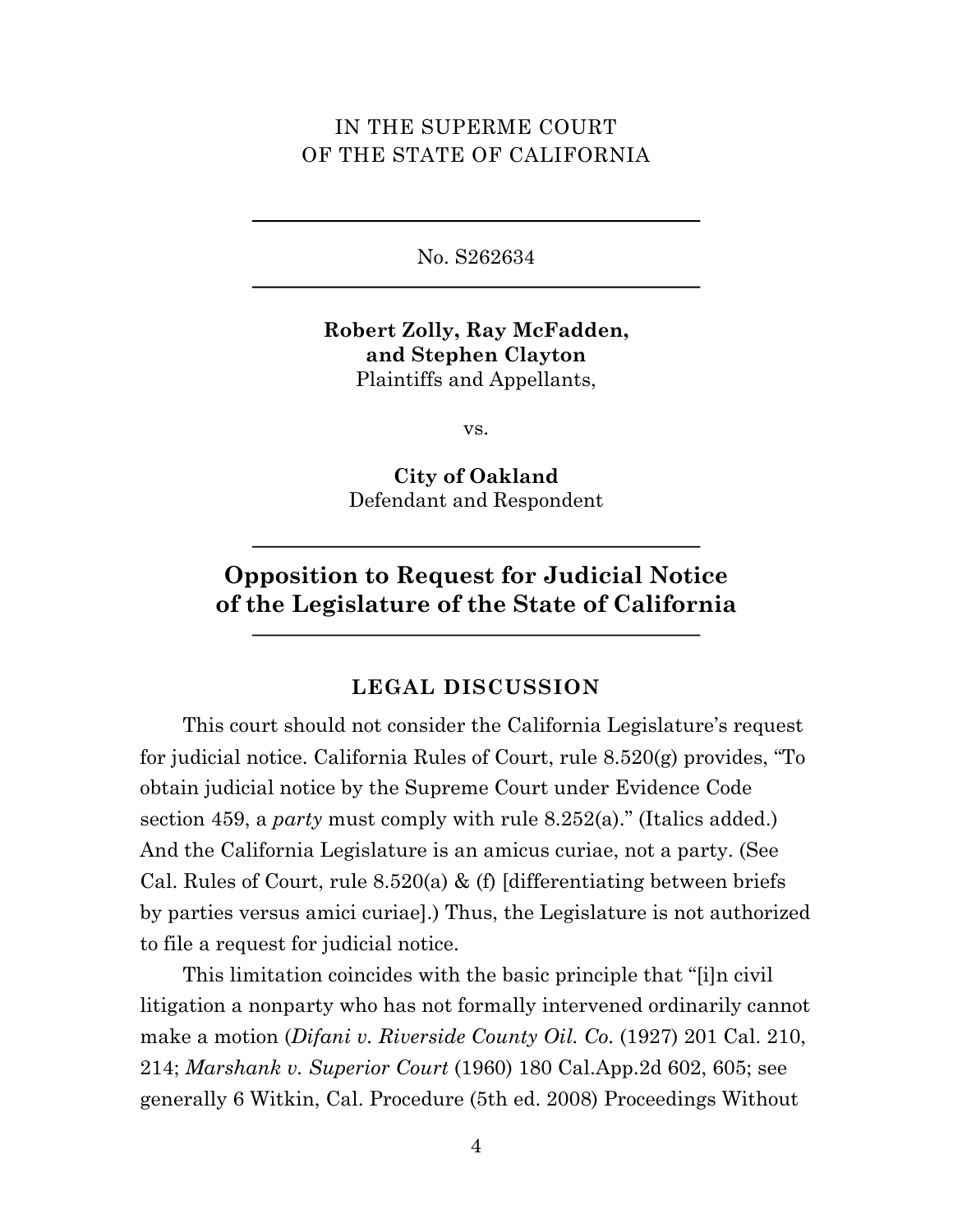IN THE SUPERME COURT
OF THE STATE OF CALIFORNIA

---

No. S262634

---

**Robert Zolly, Ray McFadden, and Stephen Clayton**
Plaintiffs and Appellants,

vs.

**City of Oakland**
Defendant and Respondent

---

# Opposition to Request for Judicial Notice of the Legislature of the State of California

---

## LEGAL DISCUSSION

This court should not consider the California Legislature's request for judicial notice. California Rules of Court, rule 8.520(g) provides, "To obtain judicial notice by the Supreme Court under Evidence Code section 459, a *party* must comply with rule 8.252(a)." (Italics added.) And the California Legislature is an amicus curiae, not a party. (See Cal. Rules of Court, rule 8.520(a) & (f) [differentiating between briefs by parties versus amici curiae].) Thus, the Legislature is not authorized to file a request for judicial notice.

This limitation coincides with the basic principle that "[i]n civil litigation a nonparty who has not formally intervened ordinarily cannot make a motion (*Difani v. Riverside County Oil. Co.* (1927) 201 Cal. 210, 214; *Marshank v. Superior Court* (1960) 180 Cal.App.2d 602, 605; see generally 6 Witkin, Cal. Procedure (5th ed. 2008) Proceedings Without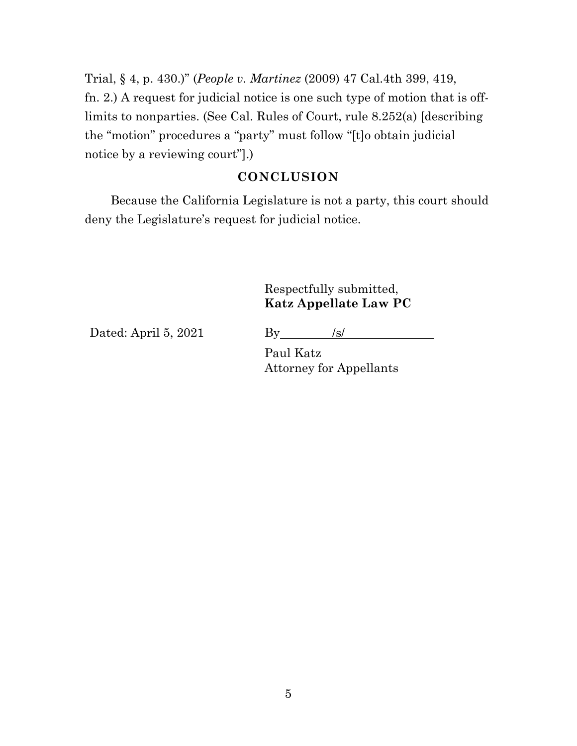Trial, § 4, p. 430.)" (*People v. Martinez* (2009) 47 Cal.4th 399, 419, fn. 2.) A request for judicial notice is one such type of motion that is off-limits to nonparties. (See Cal. Rules of Court, rule 8.252(a) [describing the "motion" procedures a "party" must follow "[t]o obtain judicial notice by a reviewing court"].)

## CONCLUSION

Because the California Legislature is not a party, this court should deny the Legislature's request for judicial notice.

Respectfully submitted,
**Katz Appellate Law PC**

Dated: April 5, 2021

By /s/

Paul Katz
Attorney for Appellants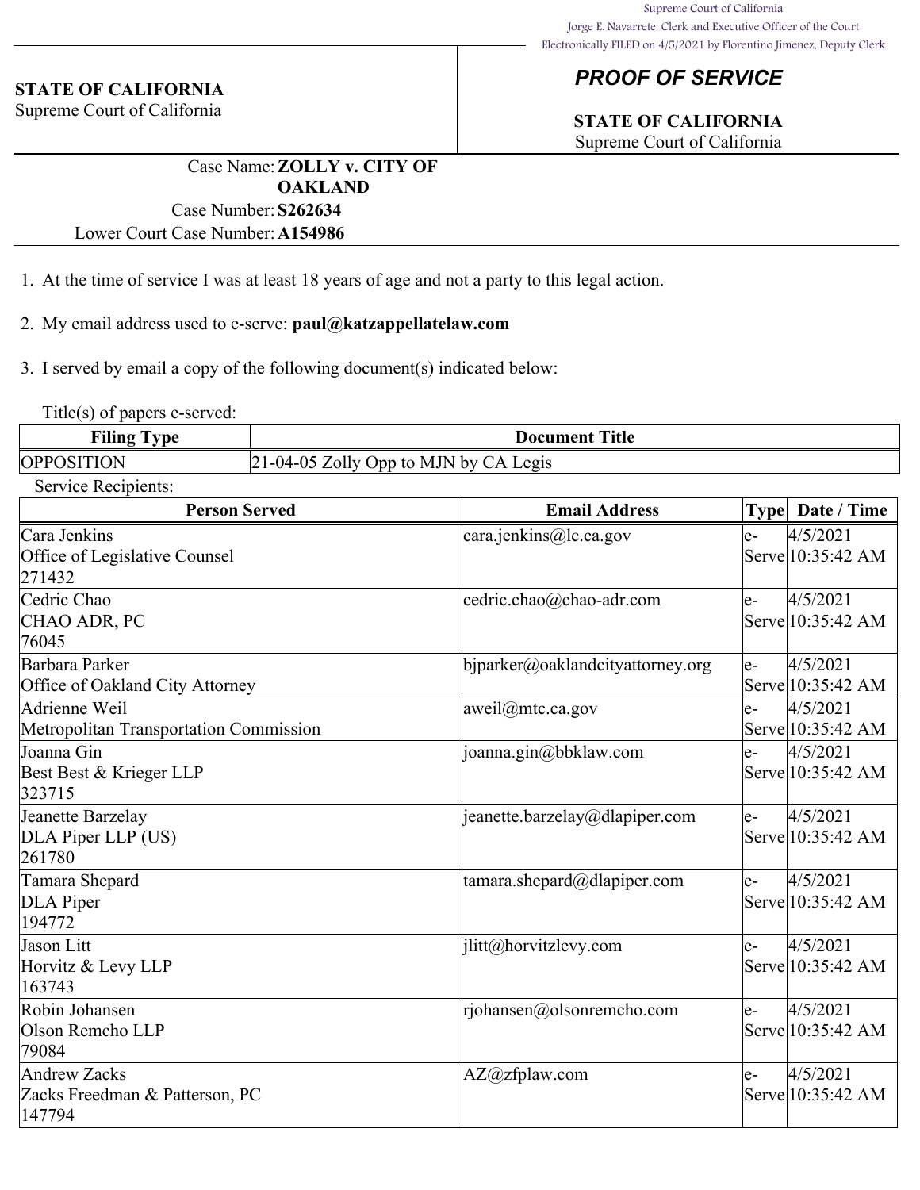Supreme Court of California
Jorge E. Navarrete, Clerk and Executive Officer of the Court
Electronically FILED on 4/5/2021 by Florentino Jimenez, Deputy Clerk

**STATE OF CALIFORNIA**
Supreme Court of California

# *PROOF OF SERVICE*

**STATE OF CALIFORNIA**
Supreme Court of California

Case Name: **ZOLLY v. CITY OF OAKLAND**
Case Number: **S262634**
Lower Court Case Number: **A154986**

1. At the time of service I was at least 18 years of age and not a party to this legal action.

2. My email address used to e-serve: **paul@katzappellatelaw.com**

3. I served by email a copy of the following document(s) indicated below:

Title(s) of papers e-served:

| Filing Type | Document Title |
|---|---|
| OPPOSITION | 21-04-05 Zolly Opp to MJN by CA Legis |

Service Recipients:

| Person Served | Email Address | Type | Date / Time |
|---|---|---|---|
| Cara Jenkins<br>Office of Legislative Counsel<br>271432 | cara.jenkins@lc.ca.gov | e-Serve | 4/5/2021 10:35:42 AM |
| Cedric Chao<br>CHAO ADR, PC<br>76045 | cedric.chao@chao-adr.com | e-Serve | 4/5/2021 10:35:42 AM |
| Barbara Parker<br>Office of Oakland City Attorney | bjparker@oaklandcityattorney.org | e-Serve | 4/5/2021 10:35:42 AM |
| Adrienne Weil<br>Metropolitan Transportation Commission | aweil@mtc.ca.gov | e-Serve | 4/5/2021 10:35:42 AM |
| Joanna Gin<br>Best Best & Krieger LLP<br>323715 | joanna.gin@bbklaw.com | e-Serve | 4/5/2021 10:35:42 AM |
| Jeanette Barzelay<br>DLA Piper LLP (US)<br>261780 | jeanette.barzelay@dlapiper.com | e-Serve | 4/5/2021 10:35:42 AM |
| Tamara Shepard<br>DLA Piper<br>194772 | tamara.shepard@dlapiper.com | e-Serve | 4/5/2021 10:35:42 AM |
| Jason Litt<br>Horvitz & Levy LLP<br>163743 | jlitt@horvitzlevy.com | e-Serve | 4/5/2021 10:35:42 AM |
| Robin Johansen<br>Olson Remcho LLP<br>79084 | rjohansen@olsonremcho.com | e-Serve | 4/5/2021 10:35:42 AM |
| Andrew Zacks<br>Zacks Freedman & Patterson, PC<br>147794 | AZ@zfplaw.com | e-Serve | 4/5/2021 10:35:42 AM |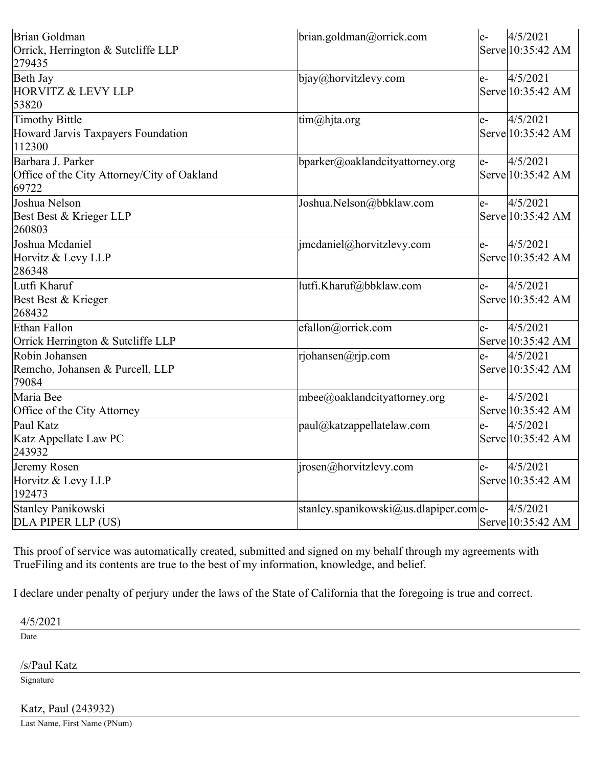| | | | |
|---|---|---|---|
| Brian Goldman<br>Orrick, Herrington & Sutcliffe LLP<br>279435 | brian.goldman@orrick.com | e-Serve | 4/5/2021 10:35:42 AM |
| Beth Jay<br>HORVITZ & LEVY LLP<br>53820 | bjay@horvitzlevy.com | e-Serve | 4/5/2021 10:35:42 AM |
| Timothy Bittle<br>Howard Jarvis Taxpayers Foundation<br>112300 | tim@hjta.org | e-Serve | 4/5/2021 10:35:42 AM |
| Barbara J. Parker<br>Office of the City Attorney/City of Oakland<br>69722 | bparker@oaklandcityattorney.org | e-Serve | 4/5/2021 10:35:42 AM |
| Joshua Nelson<br>Best Best & Krieger LLP<br>260803 | Joshua.Nelson@bbklaw.com | e-Serve | 4/5/2021 10:35:42 AM |
| Joshua Mcdaniel<br>Horvitz & Levy LLP<br>286348 | jmcdaniel@horvitzlevy.com | e-Serve | 4/5/2021 10:35:42 AM |
| Lutfi Kharuf<br>Best Best & Krieger<br>268432 | lutfi.Kharuf@bbklaw.com | e-Serve | 4/5/2021 10:35:42 AM |
| Ethan Fallon<br>Orrick Herrington & Sutcliffe LLP | efallon@orrick.com | e-Serve | 4/5/2021 10:35:42 AM |
| Robin Johansen<br>Remcho, Johansen & Purcell, LLP<br>79084 | rjohansen@rjp.com | e-Serve | 4/5/2021 10:35:42 AM |
| Maria Bee<br>Office of the City Attorney | mbee@oaklandcityattorney.org | e-Serve | 4/5/2021 10:35:42 AM |
| Paul Katz<br>Katz Appellate Law PC<br>243932 | paul@katzappellatelaw.com | e-Serve | 4/5/2021 10:35:42 AM |
| Jeremy Rosen<br>Horvitz & Levy LLP<br>192473 | jrosen@horvitzlevy.com | e-Serve | 4/5/2021 10:35:42 AM |
| Stanley Panikowski<br>DLA PIPER LLP (US) | stanley.spanikowski@us.dlapiper.com | e-Serve | 4/5/2021 10:35:42 AM |

This proof of service was automatically created, submitted and signed on my behalf through my agreements with TrueFiling and its contents are true to the best of my information, knowledge, and belief.

I declare under penalty of perjury under the laws of the State of California that the foregoing is true and correct.

4/5/2021

Date

/s/Paul Katz

Signature

Katz, Paul (243932)

Last Name, First Name (PNum)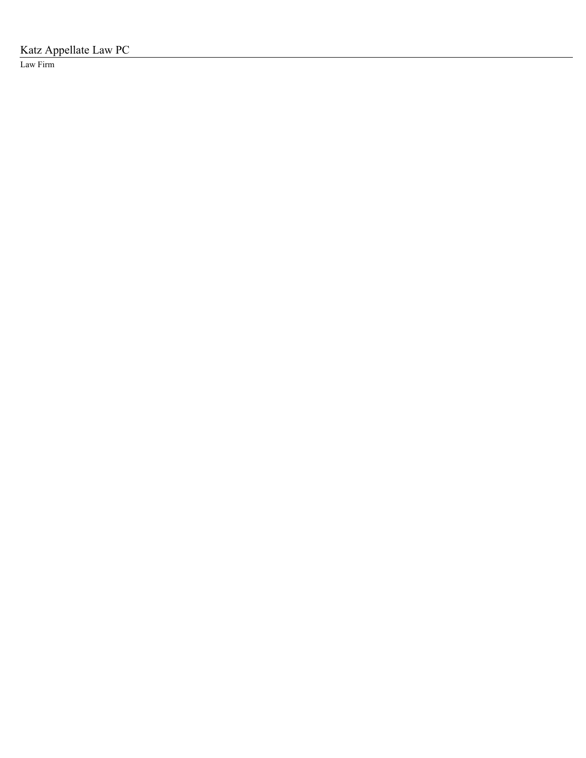Katz Appellate Law PC

Law Firm